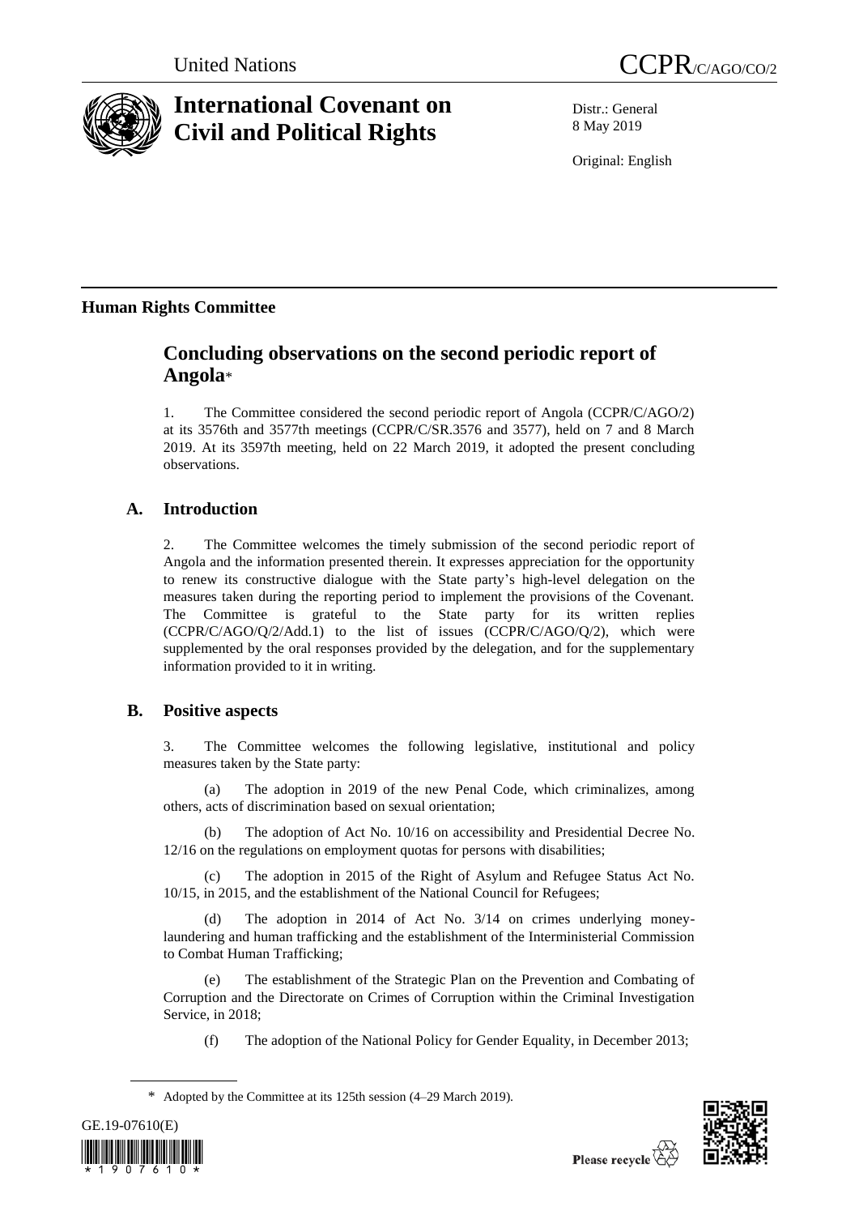United Nations CCPR/C/AGO/CO/2

# International Covenant on Civil and Political Rights

Distr.: General
8 May 2019

Original: English

## Human Rights Committee

## Concluding observations on the second periodic report of Angola*

1. The Committee considered the second periodic report of Angola (CCPR/C/AGO/2) at its 3576th and 3577th meetings (CCPR/C/SR.3576 and 3577), held on 7 and 8 March 2019. At its 3597th meeting, held on 22 March 2019, it adopted the present concluding observations.

### A. Introduction

2. The Committee welcomes the timely submission of the second periodic report of Angola and the information presented therein. It expresses appreciation for the opportunity to renew its constructive dialogue with the State party's high-level delegation on the measures taken during the reporting period to implement the provisions of the Covenant. The Committee is grateful to the State party for its written replies (CCPR/C/AGO/Q/2/Add.1) to the list of issues (CCPR/C/AGO/Q/2), which were supplemented by the oral responses provided by the delegation, and for the supplementary information provided to it in writing.

### B. Positive aspects

3. The Committee welcomes the following legislative, institutional and policy measures taken by the State party:

(a) The adoption in 2019 of the new Penal Code, which criminalizes, among others, acts of discrimination based on sexual orientation;

(b) The adoption of Act No. 10/16 on accessibility and Presidential Decree No. 12/16 on the regulations on employment quotas for persons with disabilities;

(c) The adoption in 2015 of the Right of Asylum and Refugee Status Act No. 10/15, in 2015, and the establishment of the National Council for Refugees;

(d) The adoption in 2014 of Act No. 3/14 on crimes underlying money-laundering and human trafficking and the establishment of the Interministerial Commission to Combat Human Trafficking;

(e) The establishment of the Strategic Plan on the Prevention and Combating of Corruption and the Directorate on Crimes of Corruption within the Criminal Investigation Service, in 2018;

(f) The adoption of the National Policy for Gender Equality, in December 2013;

* Adopted by the Committee at its 125th session (4–29 March 2019).

GE.19-07610(E)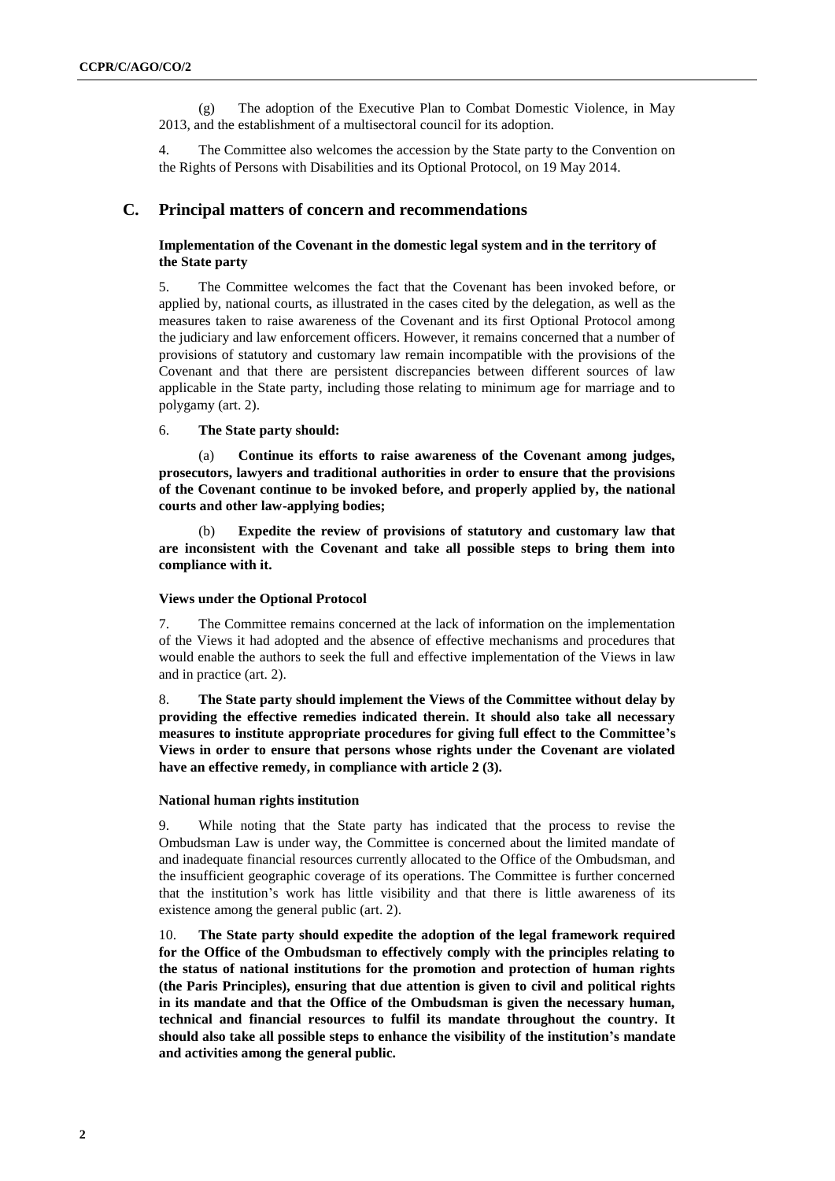(g) The adoption of the Executive Plan to Combat Domestic Violence, in May 2013, and the establishment of a multisectoral council for its adoption.

4. The Committee also welcomes the accession by the State party to the Convention on the Rights of Persons with Disabilities and its Optional Protocol, on 19 May 2014.

## C. Principal matters of concern and recommendations

### Implementation of the Covenant in the domestic legal system and in the territory of the State party

5. The Committee welcomes the fact that the Covenant has been invoked before, or applied by, national courts, as illustrated in the cases cited by the delegation, as well as the measures taken to raise awareness of the Covenant and its first Optional Protocol among the judiciary and law enforcement officers. However, it remains concerned that a number of provisions of statutory and customary law remain incompatible with the provisions of the Covenant and that there are persistent discrepancies between different sources of law applicable in the State party, including those relating to minimum age for marriage and to polygamy (art. 2).

6. **The State party should:**

(a) **Continue its efforts to raise awareness of the Covenant among judges, prosecutors, lawyers and traditional authorities in order to ensure that the provisions of the Covenant continue to be invoked before, and properly applied by, the national courts and other law-applying bodies;**

(b) **Expedite the review of provisions of statutory and customary law that are inconsistent with the Covenant and take all possible steps to bring them into compliance with it.**

### Views under the Optional Protocol

7. The Committee remains concerned at the lack of information on the implementation of the Views it had adopted and the absence of effective mechanisms and procedures that would enable the authors to seek the full and effective implementation of the Views in law and in practice (art. 2).

8. **The State party should implement the Views of the Committee without delay by providing the effective remedies indicated therein. It should also take all necessary measures to institute appropriate procedures for giving full effect to the Committee's Views in order to ensure that persons whose rights under the Covenant are violated have an effective remedy, in compliance with article 2 (3).**

### National human rights institution

9. While noting that the State party has indicated that the process to revise the Ombudsman Law is under way, the Committee is concerned about the limited mandate of and inadequate financial resources currently allocated to the Office of the Ombudsman, and the insufficient geographic coverage of its operations. The Committee is further concerned that the institution's work has little visibility and that there is little awareness of its existence among the general public (art. 2).

10. **The State party should expedite the adoption of the legal framework required for the Office of the Ombudsman to effectively comply with the principles relating to the status of national institutions for the promotion and protection of human rights (the Paris Principles), ensuring that due attention is given to civil and political rights in its mandate and that the Office of the Ombudsman is given the necessary human, technical and financial resources to fulfil its mandate throughout the country. It should also take all possible steps to enhance the visibility of the institution's mandate and activities among the general public.**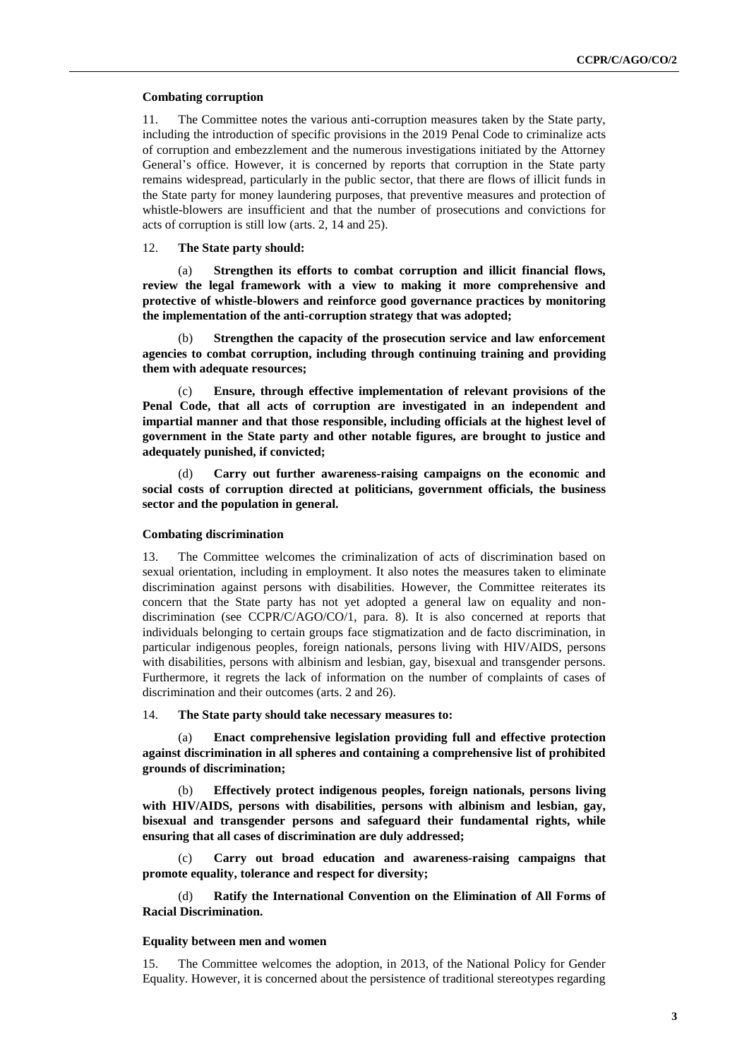### Combating corruption

11. The Committee notes the various anti-corruption measures taken by the State party, including the introduction of specific provisions in the 2019 Penal Code to criminalize acts of corruption and embezzlement and the numerous investigations initiated by the Attorney General's office. However, it is concerned by reports that corruption in the State party remains widespread, particularly in the public sector, that there are flows of illicit funds in the State party for money laundering purposes, that preventive measures and protection of whistle-blowers are insufficient and that the number of prosecutions and convictions for acts of corruption is still low (arts. 2, 14 and 25).

12. **The State party should:**

(a) **Strengthen its efforts to combat corruption and illicit financial flows, review the legal framework with a view to making it more comprehensive and protective of whistle-blowers and reinforce good governance practices by monitoring the implementation of the anti-corruption strategy that was adopted;**

(b) **Strengthen the capacity of the prosecution service and law enforcement agencies to combat corruption, including through continuing training and providing them with adequate resources;**

(c) **Ensure, through effective implementation of relevant provisions of the Penal Code, that all acts of corruption are investigated in an independent and impartial manner and that those responsible, including officials at the highest level of government in the State party and other notable figures, are brought to justice and adequately punished, if convicted;**

(d) **Carry out further awareness-raising campaigns on the economic and social costs of corruption directed at politicians, government officials, the business sector and the population in general.**

### Combating discrimination

13. The Committee welcomes the criminalization of acts of discrimination based on sexual orientation, including in employment. It also notes the measures taken to eliminate discrimination against persons with disabilities. However, the Committee reiterates its concern that the State party has not yet adopted a general law on equality and non-discrimination (see CCPR/C/AGO/CO/1, para. 8). It is also concerned at reports that individuals belonging to certain groups face stigmatization and de facto discrimination, in particular indigenous peoples, foreign nationals, persons living with HIV/AIDS, persons with disabilities, persons with albinism and lesbian, gay, bisexual and transgender persons. Furthermore, it regrets the lack of information on the number of complaints of cases of discrimination and their outcomes (arts. 2 and 26).

14. **The State party should take necessary measures to:**

(a) **Enact comprehensive legislation providing full and effective protection against discrimination in all spheres and containing a comprehensive list of prohibited grounds of discrimination;**

(b) **Effectively protect indigenous peoples, foreign nationals, persons living with HIV/AIDS, persons with disabilities, persons with albinism and lesbian, gay, bisexual and transgender persons and safeguard their fundamental rights, while ensuring that all cases of discrimination are duly addressed;**

(c) **Carry out broad education and awareness-raising campaigns that promote equality, tolerance and respect for diversity;**

(d) **Ratify the International Convention on the Elimination of All Forms of Racial Discrimination.**

### Equality between men and women

15. The Committee welcomes the adoption, in 2013, of the National Policy for Gender Equality. However, it is concerned about the persistence of traditional stereotypes regarding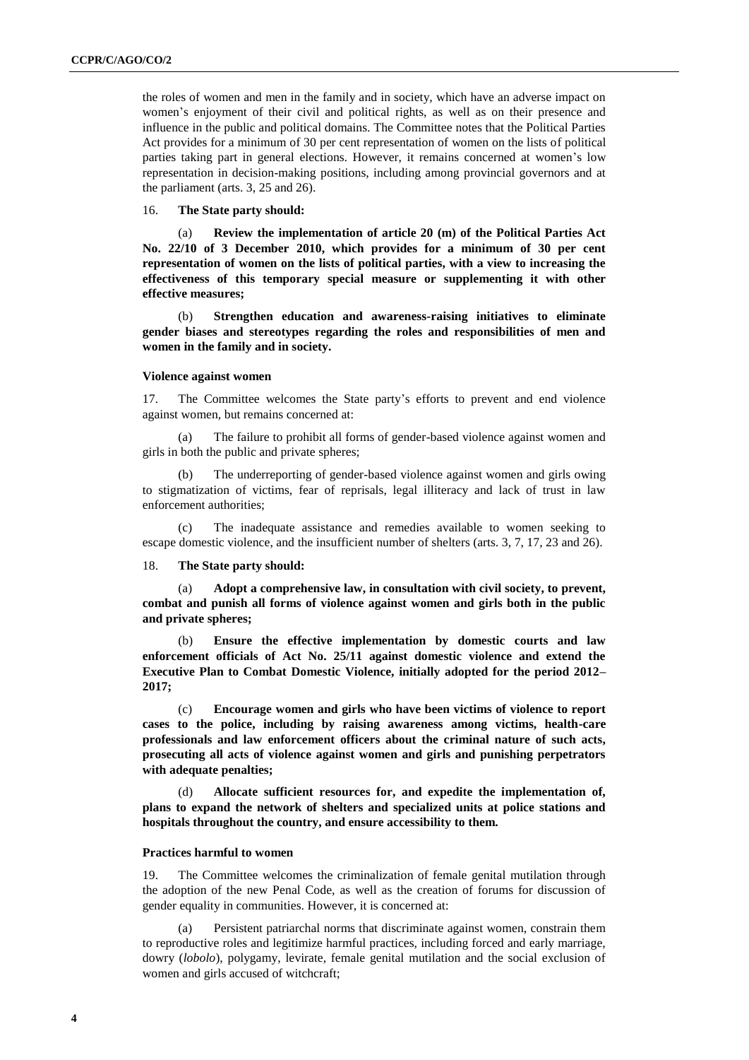the roles of women and men in the family and in society, which have an adverse impact on women's enjoyment of their civil and political rights, as well as on their presence and influence in the public and political domains. The Committee notes that the Political Parties Act provides for a minimum of 30 per cent representation of women on the lists of political parties taking part in general elections. However, it remains concerned at women's low representation in decision-making positions, including among provincial governors and at the parliament (arts. 3, 25 and 26).

16. **The State party should:**

(a) **Review the implementation of article 20 (m) of the Political Parties Act No. 22/10 of 3 December 2010, which provides for a minimum of 30 per cent representation of women on the lists of political parties, with a view to increasing the effectiveness of this temporary special measure or supplementing it with other effective measures;**

(b) **Strengthen education and awareness-raising initiatives to eliminate gender biases and stereotypes regarding the roles and responsibilities of men and women in the family and in society.**

### Violence against women

17. The Committee welcomes the State party's efforts to prevent and end violence against women, but remains concerned at:

(a) The failure to prohibit all forms of gender-based violence against women and girls in both the public and private spheres;

(b) The underreporting of gender-based violence against women and girls owing to stigmatization of victims, fear of reprisals, legal illiteracy and lack of trust in law enforcement authorities;

(c) The inadequate assistance and remedies available to women seeking to escape domestic violence, and the insufficient number of shelters (arts. 3, 7, 17, 23 and 26).

18. **The State party should:**

(a) **Adopt a comprehensive law, in consultation with civil society, to prevent, combat and punish all forms of violence against women and girls both in the public and private spheres;**

(b) **Ensure the effective implementation by domestic courts and law enforcement officials of Act No. 25/11 against domestic violence and extend the Executive Plan to Combat Domestic Violence, initially adopted for the period 2012–2017;**

(c) **Encourage women and girls who have been victims of violence to report cases to the police, including by raising awareness among victims, health-care professionals and law enforcement officers about the criminal nature of such acts, prosecuting all acts of violence against women and girls and punishing perpetrators with adequate penalties;**

(d) **Allocate sufficient resources for, and expedite the implementation of, plans to expand the network of shelters and specialized units at police stations and hospitals throughout the country, and ensure accessibility to them.**

### Practices harmful to women

19. The Committee welcomes the criminalization of female genital mutilation through the adoption of the new Penal Code, as well as the creation of forums for discussion of gender equality in communities. However, it is concerned at:

(a) Persistent patriarchal norms that discriminate against women, constrain them to reproductive roles and legitimize harmful practices, including forced and early marriage, dowry (*lobolo*), polygamy, levirate, female genital mutilation and the social exclusion of women and girls accused of witchcraft;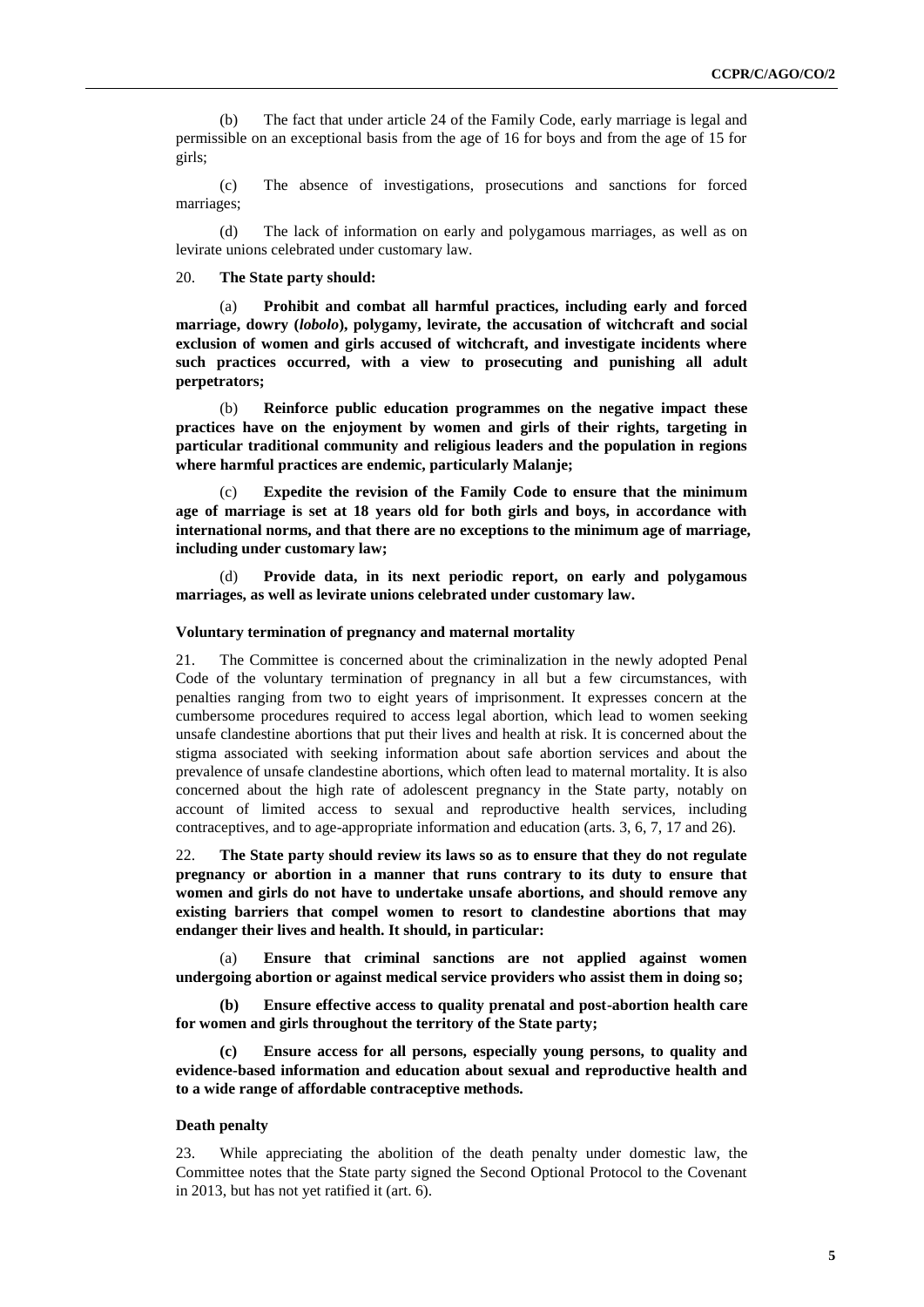(b) The fact that under article 24 of the Family Code, early marriage is legal and permissible on an exceptional basis from the age of 16 for boys and from the age of 15 for girls;

(c) The absence of investigations, prosecutions and sanctions for forced marriages;

(d) The lack of information on early and polygamous marriages, as well as on levirate unions celebrated under customary law.

20. **The State party should:**

(a) **Prohibit and combat all harmful practices, including early and forced marriage, dowry (*lobolo*), polygamy, levirate, the accusation of witchcraft and social exclusion of women and girls accused of witchcraft, and investigate incidents where such practices occurred, with a view to prosecuting and punishing all adult perpetrators;**

(b) **Reinforce public education programmes on the negative impact these practices have on the enjoyment by women and girls of their rights, targeting in particular traditional community and religious leaders and the population in regions where harmful practices are endemic, particularly Malanje;**

(c) **Expedite the revision of the Family Code to ensure that the minimum age of marriage is set at 18 years old for both girls and boys, in accordance with international norms, and that there are no exceptions to the minimum age of marriage, including under customary law;**

(d) **Provide data, in its next periodic report, on early and polygamous marriages, as well as levirate unions celebrated under customary law.**

### Voluntary termination of pregnancy and maternal mortality

21. The Committee is concerned about the criminalization in the newly adopted Penal Code of the voluntary termination of pregnancy in all but a few circumstances, with penalties ranging from two to eight years of imprisonment. It expresses concern at the cumbersome procedures required to access legal abortion, which lead to women seeking unsafe clandestine abortions that put their lives and health at risk. It is concerned about the stigma associated with seeking information about safe abortion services and about the prevalence of unsafe clandestine abortions, which often lead to maternal mortality. It is also concerned about the high rate of adolescent pregnancy in the State party, notably on account of limited access to sexual and reproductive health services, including contraceptives, and to age-appropriate information and education (arts. 3, 6, 7, 17 and 26).

22. **The State party should review its laws so as to ensure that they do not regulate pregnancy or abortion in a manner that runs contrary to its duty to ensure that women and girls do not have to undertake unsafe abortions, and should remove any existing barriers that compel women to resort to clandestine abortions that may endanger their lives and health. It should, in particular:**

(a) **Ensure that criminal sanctions are not applied against women undergoing abortion or against medical service providers who assist them in doing so;**

**(b) Ensure effective access to quality prenatal and post-abortion health care for women and girls throughout the territory of the State party;**

**(c) Ensure access for all persons, especially young persons, to quality and evidence-based information and education about sexual and reproductive health and to a wide range of affordable contraceptive methods.**

### Death penalty

23. While appreciating the abolition of the death penalty under domestic law, the Committee notes that the State party signed the Second Optional Protocol to the Covenant in 2013, but has not yet ratified it (art. 6).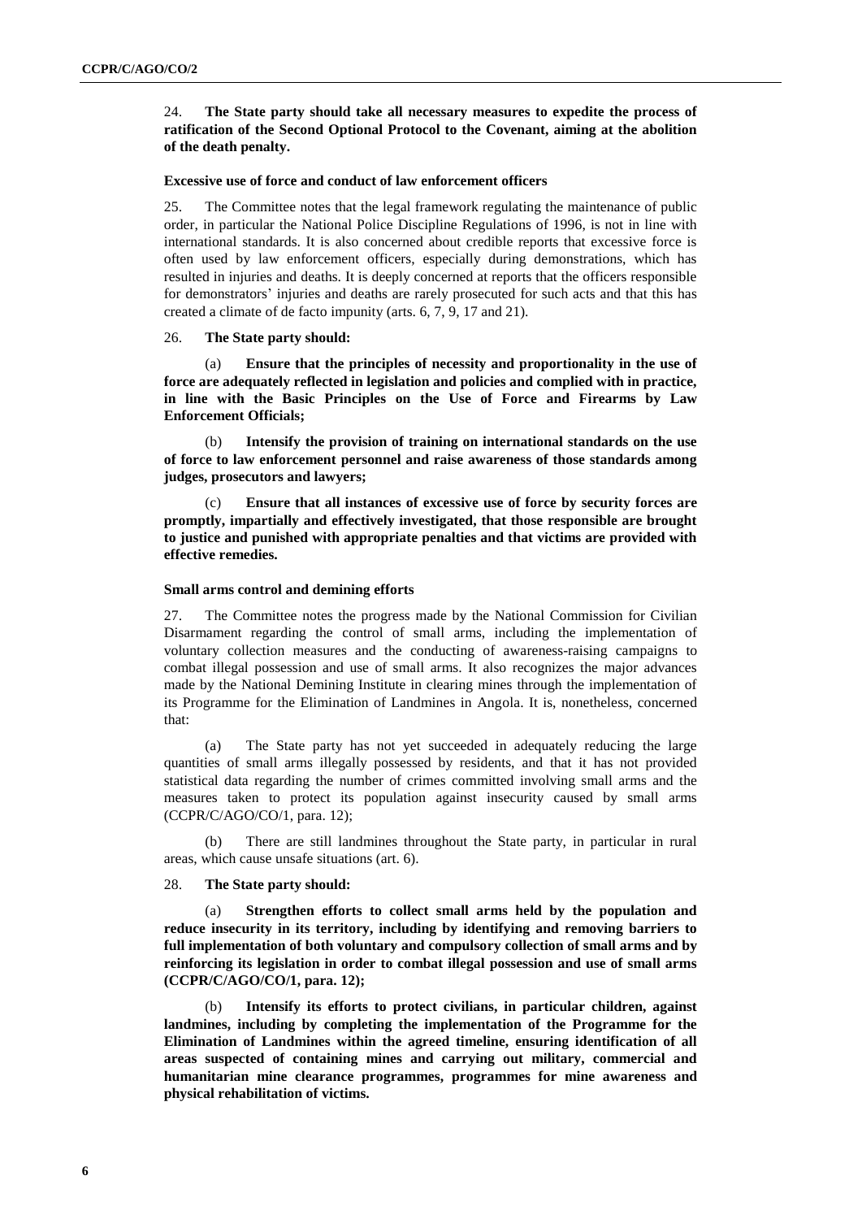24. **The State party should take all necessary measures to expedite the process of ratification of the Second Optional Protocol to the Covenant, aiming at the abolition of the death penalty.**

### Excessive use of force and conduct of law enforcement officers

25. The Committee notes that the legal framework regulating the maintenance of public order, in particular the National Police Discipline Regulations of 1996, is not in line with international standards. It is also concerned about credible reports that excessive force is often used by law enforcement officers, especially during demonstrations, which has resulted in injuries and deaths. It is deeply concerned at reports that the officers responsible for demonstrators' injuries and deaths are rarely prosecuted for such acts and that this has created a climate of de facto impunity (arts. 6, 7, 9, 17 and 21).

26. **The State party should:**

(a) **Ensure that the principles of necessity and proportionality in the use of force are adequately reflected in legislation and policies and complied with in practice, in line with the Basic Principles on the Use of Force and Firearms by Law Enforcement Officials;**

(b) **Intensify the provision of training on international standards on the use of force to law enforcement personnel and raise awareness of those standards among judges, prosecutors and lawyers;**

(c) **Ensure that all instances of excessive use of force by security forces are promptly, impartially and effectively investigated, that those responsible are brought to justice and punished with appropriate penalties and that victims are provided with effective remedies.**

### Small arms control and demining efforts

27. The Committee notes the progress made by the National Commission for Civilian Disarmament regarding the control of small arms, including the implementation of voluntary collection measures and the conducting of awareness-raising campaigns to combat illegal possession and use of small arms. It also recognizes the major advances made by the National Demining Institute in clearing mines through the implementation of its Programme for the Elimination of Landmines in Angola. It is, nonetheless, concerned that:

(a) The State party has not yet succeeded in adequately reducing the large quantities of small arms illegally possessed by residents, and that it has not provided statistical data regarding the number of crimes committed involving small arms and the measures taken to protect its population against insecurity caused by small arms (CCPR/C/AGO/CO/1, para. 12);

(b) There are still landmines throughout the State party, in particular in rural areas, which cause unsafe situations (art. 6).

28. **The State party should:**

(a) **Strengthen efforts to collect small arms held by the population and reduce insecurity in its territory, including by identifying and removing barriers to full implementation of both voluntary and compulsory collection of small arms and by reinforcing its legislation in order to combat illegal possession and use of small arms (CCPR/C/AGO/CO/1, para. 12);**

(b) **Intensify its efforts to protect civilians, in particular children, against landmines, including by completing the implementation of the Programme for the Elimination of Landmines within the agreed timeline, ensuring identification of all areas suspected of containing mines and carrying out military, commercial and humanitarian mine clearance programmes, programmes for mine awareness and physical rehabilitation of victims.**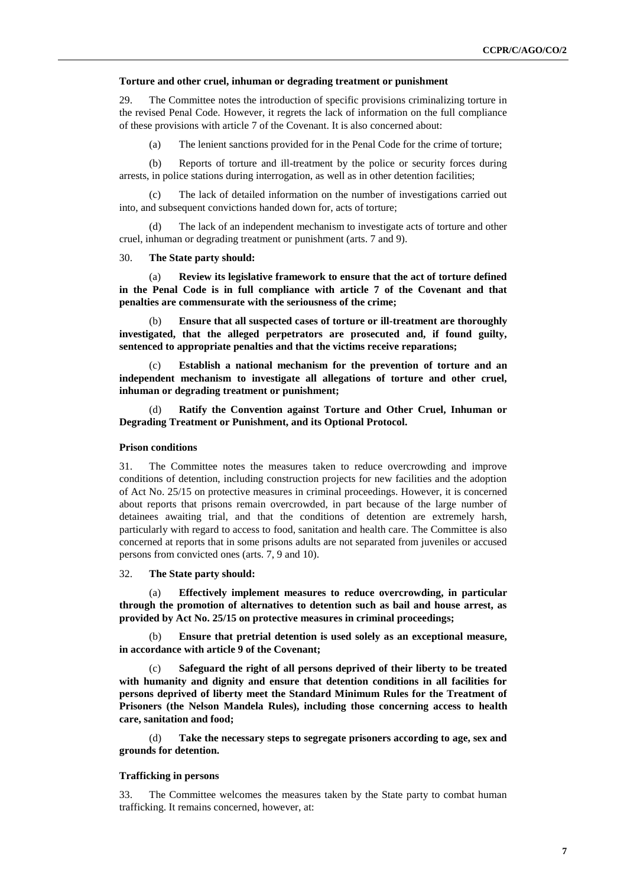### Torture and other cruel, inhuman or degrading treatment or punishment

29. The Committee notes the introduction of specific provisions criminalizing torture in the revised Penal Code. However, it regrets the lack of information on the full compliance of these provisions with article 7 of the Covenant. It is also concerned about:

(a) The lenient sanctions provided for in the Penal Code for the crime of torture;

(b) Reports of torture and ill-treatment by the police or security forces during arrests, in police stations during interrogation, as well as in other detention facilities;

(c) The lack of detailed information on the number of investigations carried out into, and subsequent convictions handed down for, acts of torture;

(d) The lack of an independent mechanism to investigate acts of torture and other cruel, inhuman or degrading treatment or punishment (arts. 7 and 9).

30. **The State party should:**

(a) **Review its legislative framework to ensure that the act of torture defined in the Penal Code is in full compliance with article 7 of the Covenant and that penalties are commensurate with the seriousness of the crime;**

(b) **Ensure that all suspected cases of torture or ill-treatment are thoroughly investigated, that the alleged perpetrators are prosecuted and, if found guilty, sentenced to appropriate penalties and that the victims receive reparations;**

(c) **Establish a national mechanism for the prevention of torture and an independent mechanism to investigate all allegations of torture and other cruel, inhuman or degrading treatment or punishment;**

(d) **Ratify the Convention against Torture and Other Cruel, Inhuman or Degrading Treatment or Punishment, and its Optional Protocol.**

### Prison conditions

31. The Committee notes the measures taken to reduce overcrowding and improve conditions of detention, including construction projects for new facilities and the adoption of Act No. 25/15 on protective measures in criminal proceedings. However, it is concerned about reports that prisons remain overcrowded, in part because of the large number of detainees awaiting trial, and that the conditions of detention are extremely harsh, particularly with regard to access to food, sanitation and health care. The Committee is also concerned at reports that in some prisons adults are not separated from juveniles or accused persons from convicted ones (arts. 7, 9 and 10).

32. **The State party should:**

(a) **Effectively implement measures to reduce overcrowding, in particular through the promotion of alternatives to detention such as bail and house arrest, as provided by Act No. 25/15 on protective measures in criminal proceedings;**

(b) **Ensure that pretrial detention is used solely as an exceptional measure, in accordance with article 9 of the Covenant;**

(c) **Safeguard the right of all persons deprived of their liberty to be treated with humanity and dignity and ensure that detention conditions in all facilities for persons deprived of liberty meet the Standard Minimum Rules for the Treatment of Prisoners (the Nelson Mandela Rules), including those concerning access to health care, sanitation and food;**

(d) **Take the necessary steps to segregate prisoners according to age, sex and grounds for detention.**

### Trafficking in persons

33. The Committee welcomes the measures taken by the State party to combat human trafficking. It remains concerned, however, at: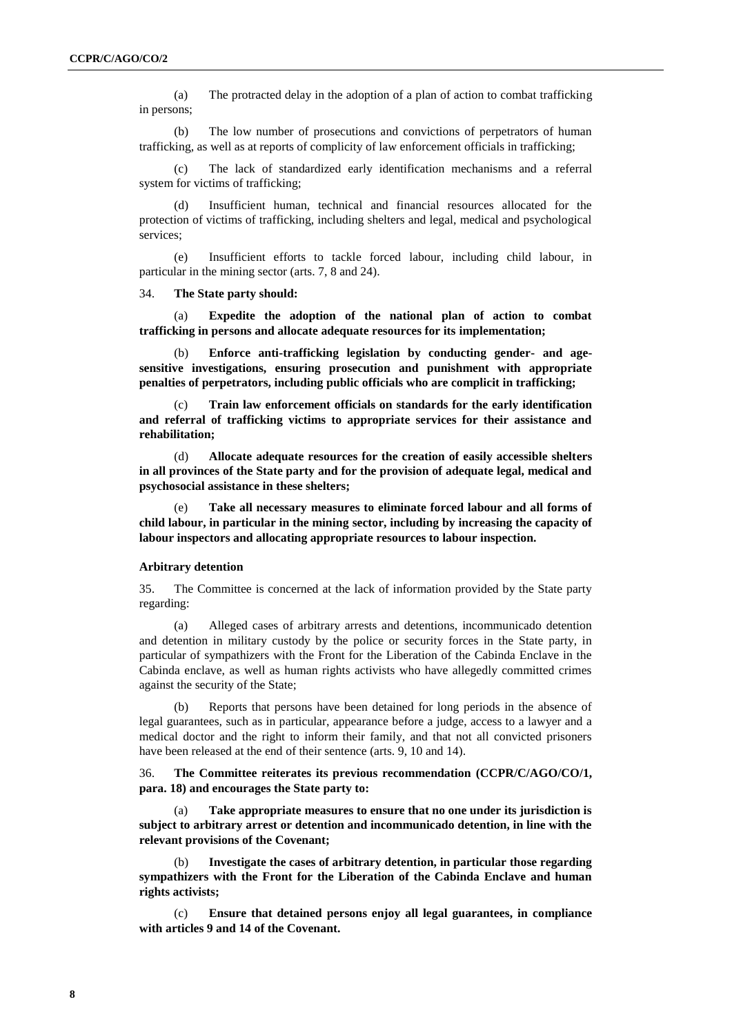(a) The protracted delay in the adoption of a plan of action to combat trafficking in persons;

(b) The low number of prosecutions and convictions of perpetrators of human trafficking, as well as at reports of complicity of law enforcement officials in trafficking;

(c) The lack of standardized early identification mechanisms and a referral system for victims of trafficking;

(d) Insufficient human, technical and financial resources allocated for the protection of victims of trafficking, including shelters and legal, medical and psychological services;

(e) Insufficient efforts to tackle forced labour, including child labour, in particular in the mining sector (arts. 7, 8 and 24).

34. **The State party should:**

(a) **Expedite the adoption of the national plan of action to combat trafficking in persons and allocate adequate resources for its implementation;**

(b) **Enforce anti-trafficking legislation by conducting gender- and age-sensitive investigations, ensuring prosecution and punishment with appropriate penalties of perpetrators, including public officials who are complicit in trafficking;**

(c) **Train law enforcement officials on standards for the early identification and referral of trafficking victims to appropriate services for their assistance and rehabilitation;**

(d) **Allocate adequate resources for the creation of easily accessible shelters in all provinces of the State party and for the provision of adequate legal, medical and psychosocial assistance in these shelters;**

(e) **Take all necessary measures to eliminate forced labour and all forms of child labour, in particular in the mining sector, including by increasing the capacity of labour inspectors and allocating appropriate resources to labour inspection.**

### Arbitrary detention

35. The Committee is concerned at the lack of information provided by the State party regarding:

(a) Alleged cases of arbitrary arrests and detentions, incommunicado detention and detention in military custody by the police or security forces in the State party, in particular of sympathizers with the Front for the Liberation of the Cabinda Enclave in the Cabinda enclave, as well as human rights activists who have allegedly committed crimes against the security of the State;

(b) Reports that persons have been detained for long periods in the absence of legal guarantees, such as in particular, appearance before a judge, access to a lawyer and a medical doctor and the right to inform their family, and that not all convicted prisoners have been released at the end of their sentence (arts. 9, 10 and 14).

36. **The Committee reiterates its previous recommendation (CCPR/C/AGO/CO/1, para. 18) and encourages the State party to:**

(a) **Take appropriate measures to ensure that no one under its jurisdiction is subject to arbitrary arrest or detention and incommunicado detention, in line with the relevant provisions of the Covenant;**

(b) **Investigate the cases of arbitrary detention, in particular those regarding sympathizers with the Front for the Liberation of the Cabinda Enclave and human rights activists;**

(c) **Ensure that detained persons enjoy all legal guarantees, in compliance with articles 9 and 14 of the Covenant.**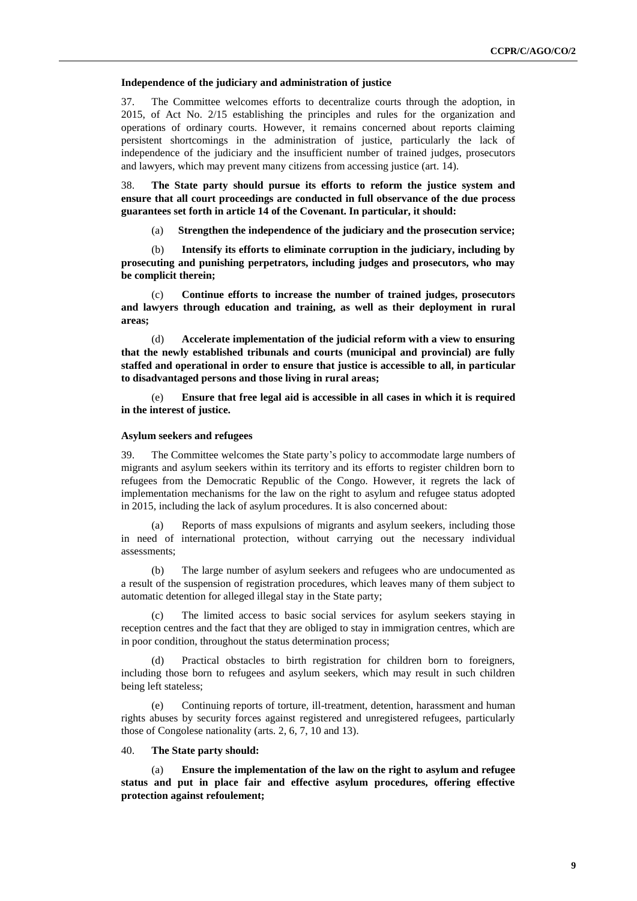### Independence of the judiciary and administration of justice

37. The Committee welcomes efforts to decentralize courts through the adoption, in 2015, of Act No. 2/15 establishing the principles and rules for the organization and operations of ordinary courts. However, it remains concerned about reports claiming persistent shortcomings in the administration of justice, particularly the lack of independence of the judiciary and the insufficient number of trained judges, prosecutors and lawyers, which may prevent many citizens from accessing justice (art. 14).

38. **The State party should pursue its efforts to reform the justice system and ensure that all court proceedings are conducted in full observance of the due process guarantees set forth in article 14 of the Covenant. In particular, it should:**

(a) **Strengthen the independence of the judiciary and the prosecution service;**

(b) **Intensify its efforts to eliminate corruption in the judiciary, including by prosecuting and punishing perpetrators, including judges and prosecutors, who may be complicit therein;**

(c) **Continue efforts to increase the number of trained judges, prosecutors and lawyers through education and training, as well as their deployment in rural areas;**

(d) **Accelerate implementation of the judicial reform with a view to ensuring that the newly established tribunals and courts (municipal and provincial) are fully staffed and operational in order to ensure that justice is accessible to all, in particular to disadvantaged persons and those living in rural areas;**

(e) **Ensure that free legal aid is accessible in all cases in which it is required in the interest of justice.**

### Asylum seekers and refugees

39. The Committee welcomes the State party's policy to accommodate large numbers of migrants and asylum seekers within its territory and its efforts to register children born to refugees from the Democratic Republic of the Congo. However, it regrets the lack of implementation mechanisms for the law on the right to asylum and refugee status adopted in 2015, including the lack of asylum procedures. It is also concerned about:

(a) Reports of mass expulsions of migrants and asylum seekers, including those in need of international protection, without carrying out the necessary individual assessments;

(b) The large number of asylum seekers and refugees who are undocumented as a result of the suspension of registration procedures, which leaves many of them subject to automatic detention for alleged illegal stay in the State party;

(c) The limited access to basic social services for asylum seekers staying in reception centres and the fact that they are obliged to stay in immigration centres, which are in poor condition, throughout the status determination process;

(d) Practical obstacles to birth registration for children born to foreigners, including those born to refugees and asylum seekers, which may result in such children being left stateless;

(e) Continuing reports of torture, ill-treatment, detention, harassment and human rights abuses by security forces against registered and unregistered refugees, particularly those of Congolese nationality (arts. 2, 6, 7, 10 and 13).

40. **The State party should:**

(a) **Ensure the implementation of the law on the right to asylum and refugee status and put in place fair and effective asylum procedures, offering effective protection against refoulement;**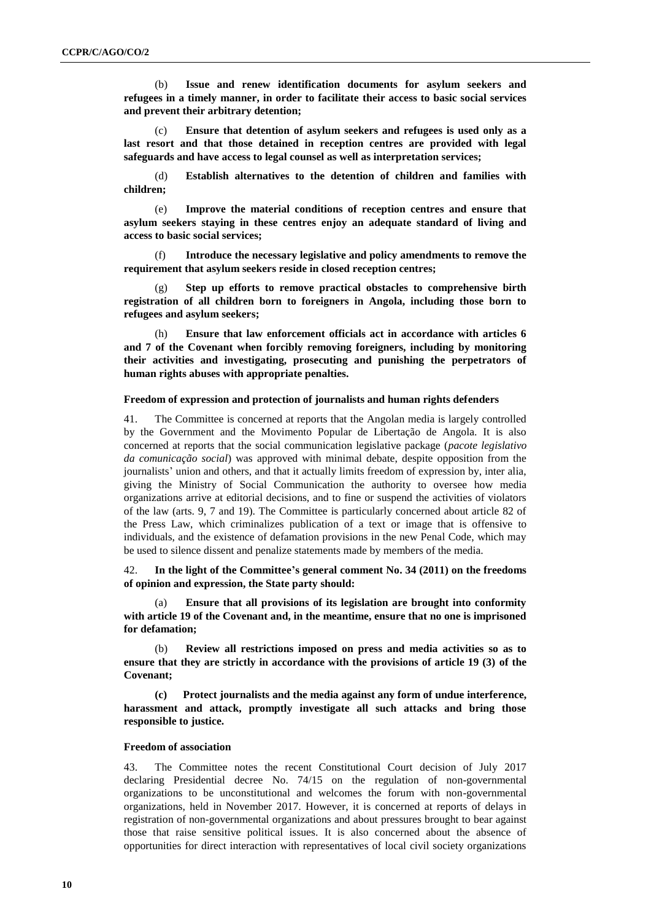(b) **Issue and renew identification documents for asylum seekers and refugees in a timely manner, in order to facilitate their access to basic social services and prevent their arbitrary detention;**

(c) **Ensure that detention of asylum seekers and refugees is used only as a last resort and that those detained in reception centres are provided with legal safeguards and have access to legal counsel as well as interpretation services;**

(d) **Establish alternatives to the detention of children and families with children;**

(e) **Improve the material conditions of reception centres and ensure that asylum seekers staying in these centres enjoy an adequate standard of living and access to basic social services;**

(f) **Introduce the necessary legislative and policy amendments to remove the requirement that asylum seekers reside in closed reception centres;**

(g) **Step up efforts to remove practical obstacles to comprehensive birth registration of all children born to foreigners in Angola, including those born to refugees and asylum seekers;**

(h) **Ensure that law enforcement officials act in accordance with articles 6 and 7 of the Covenant when forcibly removing foreigners, including by monitoring their activities and investigating, prosecuting and punishing the perpetrators of human rights abuses with appropriate penalties.**

### Freedom of expression and protection of journalists and human rights defenders

41. The Committee is concerned at reports that the Angolan media is largely controlled by the Government and the Movimento Popular de Libertação de Angola. It is also concerned at reports that the social communication legislative package (*pacote legislativo da comunicação social*) was approved with minimal debate, despite opposition from the journalists' union and others, and that it actually limits freedom of expression by, inter alia, giving the Ministry of Social Communication the authority to oversee how media organizations arrive at editorial decisions, and to fine or suspend the activities of violators of the law (arts. 9, 7 and 19). The Committee is particularly concerned about article 82 of the Press Law, which criminalizes publication of a text or image that is offensive to individuals, and the existence of defamation provisions in the new Penal Code, which may be used to silence dissent and penalize statements made by members of the media.

42. **In the light of the Committee's general comment No. 34 (2011) on the freedoms of opinion and expression, the State party should:**

(a) **Ensure that all provisions of its legislation are brought into conformity with article 19 of the Covenant and, in the meantime, ensure that no one is imprisoned for defamation;**

(b) **Review all restrictions imposed on press and media activities so as to ensure that they are strictly in accordance with the provisions of article 19 (3) of the Covenant;**

**(c) Protect journalists and the media against any form of undue interference, harassment and attack, promptly investigate all such attacks and bring those responsible to justice.**

### Freedom of association

43. The Committee notes the recent Constitutional Court decision of July 2017 declaring Presidential decree No. 74/15 on the regulation of non-governmental organizations to be unconstitutional and welcomes the forum with non-governmental organizations, held in November 2017. However, it is concerned at reports of delays in registration of non-governmental organizations and about pressures brought to bear against those that raise sensitive political issues. It is also concerned about the absence of opportunities for direct interaction with representatives of local civil society organizations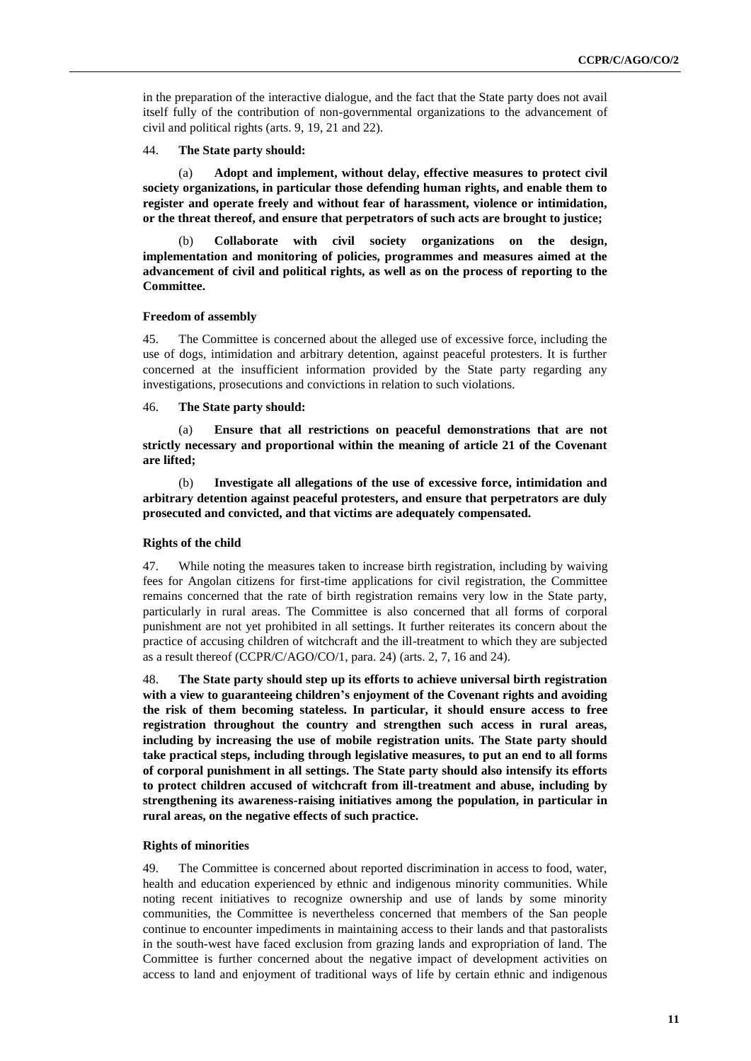in the preparation of the interactive dialogue, and the fact that the State party does not avail itself fully of the contribution of non-governmental organizations to the advancement of civil and political rights (arts. 9, 19, 21 and 22).

44. **The State party should:**

(a) **Adopt and implement, without delay, effective measures to protect civil society organizations, in particular those defending human rights, and enable them to register and operate freely and without fear of harassment, violence or intimidation, or the threat thereof, and ensure that perpetrators of such acts are brought to justice;**

(b) **Collaborate with civil society organizations on the design, implementation and monitoring of policies, programmes and measures aimed at the advancement of civil and political rights, as well as on the process of reporting to the Committee.**

#### Freedom of assembly

45. The Committee is concerned about the alleged use of excessive force, including the use of dogs, intimidation and arbitrary detention, against peaceful protesters. It is further concerned at the insufficient information provided by the State party regarding any investigations, prosecutions and convictions in relation to such violations.

46. **The State party should:**

(a) **Ensure that all restrictions on peaceful demonstrations that are not strictly necessary and proportional within the meaning of article 21 of the Covenant are lifted;**

(b) **Investigate all allegations of the use of excessive force, intimidation and arbitrary detention against peaceful protesters, and ensure that perpetrators are duly prosecuted and convicted, and that victims are adequately compensated.**

#### Rights of the child

47. While noting the measures taken to increase birth registration, including by waiving fees for Angolan citizens for first-time applications for civil registration, the Committee remains concerned that the rate of birth registration remains very low in the State party, particularly in rural areas. The Committee is also concerned that all forms of corporal punishment are not yet prohibited in all settings. It further reiterates its concern about the practice of accusing children of witchcraft and the ill-treatment to which they are subjected as a result thereof (CCPR/C/AGO/CO/1, para. 24) (arts. 2, 7, 16 and 24).

48. **The State party should step up its efforts to achieve universal birth registration with a view to guaranteeing children's enjoyment of the Covenant rights and avoiding the risk of them becoming stateless. In particular, it should ensure access to free registration throughout the country and strengthen such access in rural areas, including by increasing the use of mobile registration units. The State party should take practical steps, including through legislative measures, to put an end to all forms of corporal punishment in all settings. The State party should also intensify its efforts to protect children accused of witchcraft from ill-treatment and abuse, including by strengthening its awareness-raising initiatives among the population, in particular in rural areas, on the negative effects of such practice.**

#### Rights of minorities

49. The Committee is concerned about reported discrimination in access to food, water, health and education experienced by ethnic and indigenous minority communities. While noting recent initiatives to recognize ownership and use of lands by some minority communities, the Committee is nevertheless concerned that members of the San people continue to encounter impediments in maintaining access to their lands and that pastoralists in the south-west have faced exclusion from grazing lands and expropriation of land. The Committee is further concerned about the negative impact of development activities on access to land and enjoyment of traditional ways of life by certain ethnic and indigenous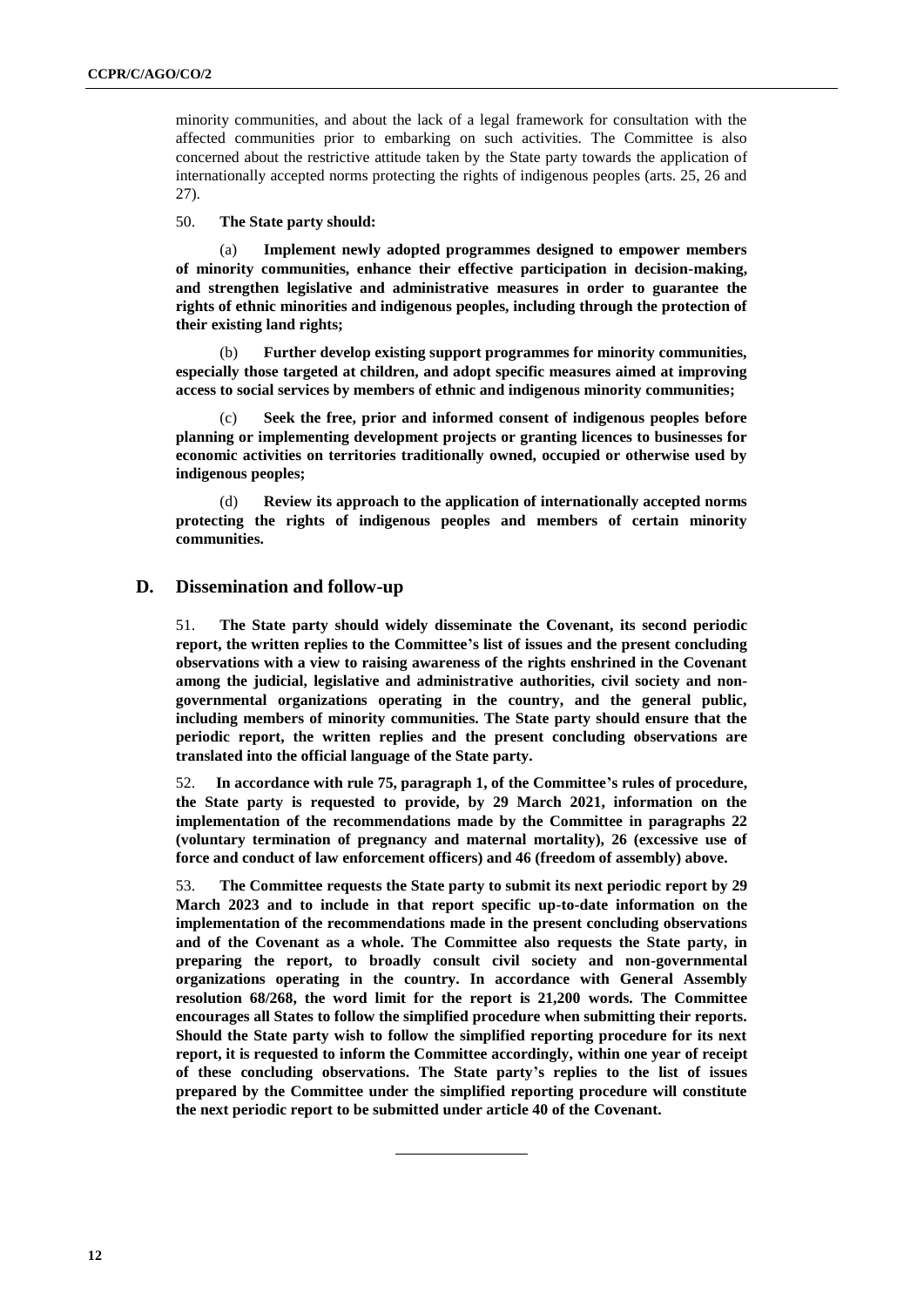minority communities, and about the lack of a legal framework for consultation with the affected communities prior to embarking on such activities. The Committee is also concerned about the restrictive attitude taken by the State party towards the application of internationally accepted norms protecting the rights of indigenous peoples (arts. 25, 26 and 27).

50. **The State party should:**

(a) **Implement newly adopted programmes designed to empower members of minority communities, enhance their effective participation in decision-making, and strengthen legislative and administrative measures in order to guarantee the rights of ethnic minorities and indigenous peoples, including through the protection of their existing land rights;**

(b) **Further develop existing support programmes for minority communities, especially those targeted at children, and adopt specific measures aimed at improving access to social services by members of ethnic and indigenous minority communities;**

(c) **Seek the free, prior and informed consent of indigenous peoples before planning or implementing development projects or granting licences to businesses for economic activities on territories traditionally owned, occupied or otherwise used by indigenous peoples;**

(d) **Review its approach to the application of internationally accepted norms protecting the rights of indigenous peoples and members of certain minority communities.**

## D. Dissemination and follow-up

51. **The State party should widely disseminate the Covenant, its second periodic report, the written replies to the Committee's list of issues and the present concluding observations with a view to raising awareness of the rights enshrined in the Covenant among the judicial, legislative and administrative authorities, civil society and non-governmental organizations operating in the country, and the general public, including members of minority communities. The State party should ensure that the periodic report, the written replies and the present concluding observations are translated into the official language of the State party.**

52. **In accordance with rule 75, paragraph 1, of the Committee's rules of procedure, the State party is requested to provide, by 29 March 2021, information on the implementation of the recommendations made by the Committee in paragraphs 22 (voluntary termination of pregnancy and maternal mortality), 26 (excessive use of force and conduct of law enforcement officers) and 46 (freedom of assembly) above.**

53. **The Committee requests the State party to submit its next periodic report by 29 March 2023 and to include in that report specific up-to-date information on the implementation of the recommendations made in the present concluding observations and of the Covenant as a whole. The Committee also requests the State party, in preparing the report, to broadly consult civil society and non-governmental organizations operating in the country. In accordance with General Assembly resolution 68/268, the word limit for the report is 21,200 words. The Committee encourages all States to follow the simplified procedure when submitting their reports. Should the State party wish to follow the simplified reporting procedure for its next report, it is requested to inform the Committee accordingly, within one year of receipt of these concluding observations. The State party's replies to the list of issues prepared by the Committee under the simplified reporting procedure will constitute the next periodic report to be submitted under article 40 of the Covenant.**